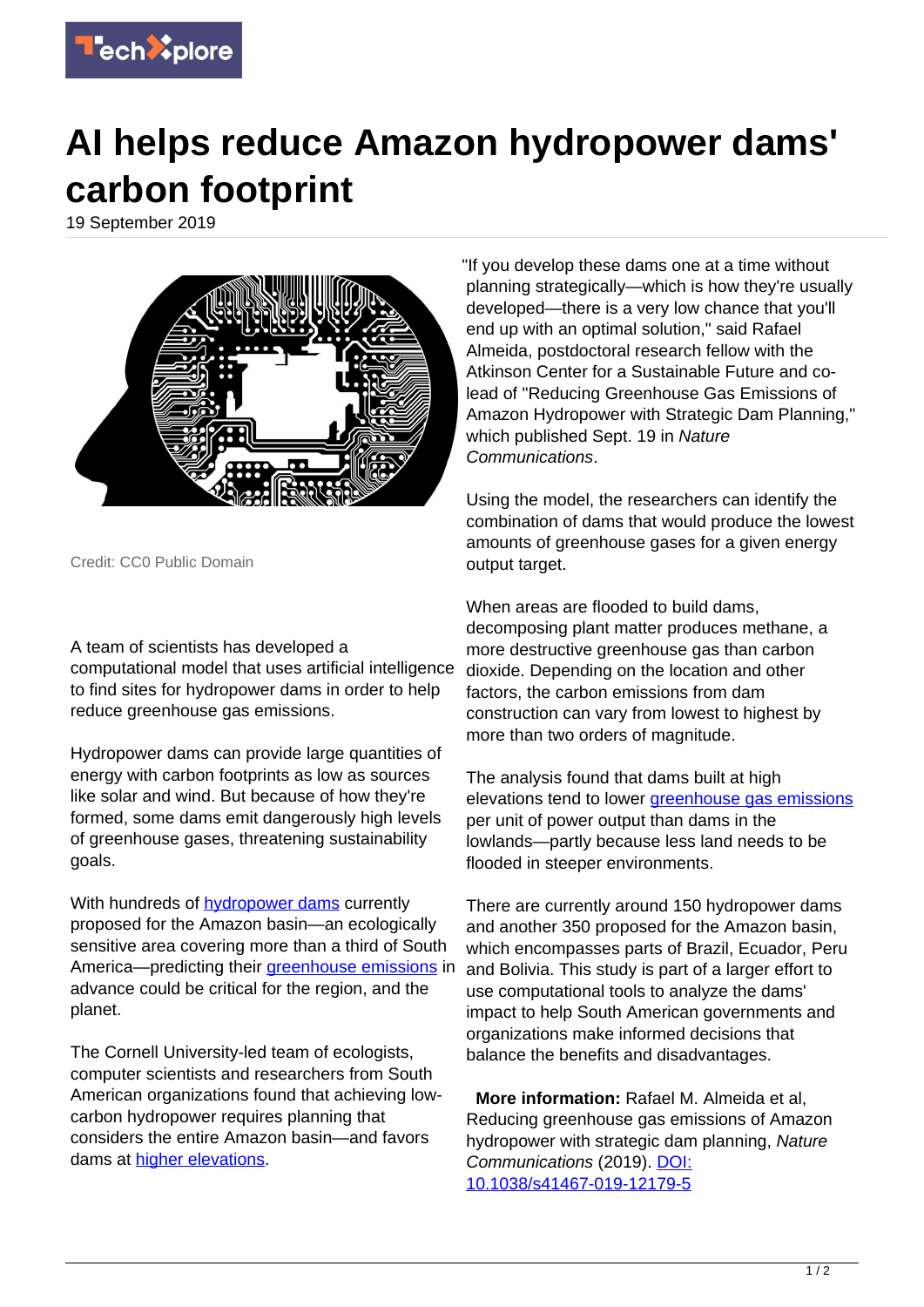# AI helps reduce Amazon hydropower dams' carbon footprint

19 September 2019

Credit: CC0 Public Domain

A team of scientists has developed a computational model that uses artificial intelligence to find sites for hydropower dams in order to help reduce greenhouse gas emissions.

Hydropower dams can provide large quantities of energy with carbon footprints as low as sources like solar and wind. But because of how they're formed, some dams emit dangerously high levels of greenhouse gases, threatening sustainability goals.

With hundreds of hydropower dams currently proposed for the Amazon basin—an ecologically sensitive area covering more than a third of South America—predicting their greenhouse emissions in advance could be critical for the region, and the planet.

The Cornell University-led team of ecologists, computer scientists and researchers from South American organizations found that achieving low-carbon hydropower requires planning that considers the entire Amazon basin—and favors dams at higher elevations.

"If you develop these dams one at a time without planning strategically—which is how they're usually developed—there is a very low chance that you'll end up with an optimal solution," said Rafael Almeida, postdoctoral research fellow with the Atkinson Center for a Sustainable Future and co-lead of "Reducing Greenhouse Gas Emissions of Amazon Hydropower with Strategic Dam Planning," which published Sept. 19 in *Nature Communications*.

Using the model, the researchers can identify the combination of dams that would produce the lowest amounts of greenhouse gases for a given energy output target.

When areas are flooded to build dams, decomposing plant matter produces methane, a more destructive greenhouse gas than carbon dioxide. Depending on the location and other factors, the carbon emissions from dam construction can vary from lowest to highest by more than two orders of magnitude.

The analysis found that dams built at high elevations tend to lower greenhouse gas emissions per unit of power output than dams in the lowlands—partly because less land needs to be flooded in steeper environments.

There are currently around 150 hydropower dams and another 350 proposed for the Amazon basin, which encompasses parts of Brazil, Ecuador, Peru and Bolivia. This study is part of a larger effort to use computational tools to analyze the dams' impact to help South American governments and organizations make informed decisions that balance the benefits and disadvantages.

**More information:** Rafael M. Almeida et al, Reducing greenhouse gas emissions of Amazon hydropower with strategic dam planning, *Nature Communications* (2019). DOI: 10.1038/s41467-019-12179-5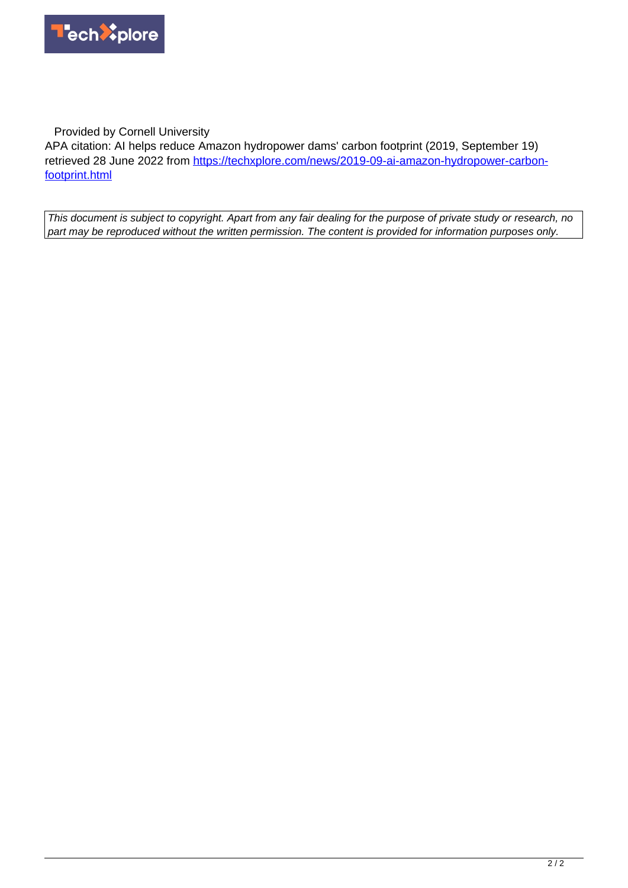Provided by Cornell University

APA citation: AI helps reduce Amazon hydropower dams' carbon footprint (2019, September 19) retrieved 28 June 2022 from https://techxplore.com/news/2019-09-ai-amazon-hydropower-carbon-footprint.html

*This document is subject to copyright. Apart from any fair dealing for the purpose of private study or research, no part may be reproduced without the written permission. The content is provided for information purposes only.*